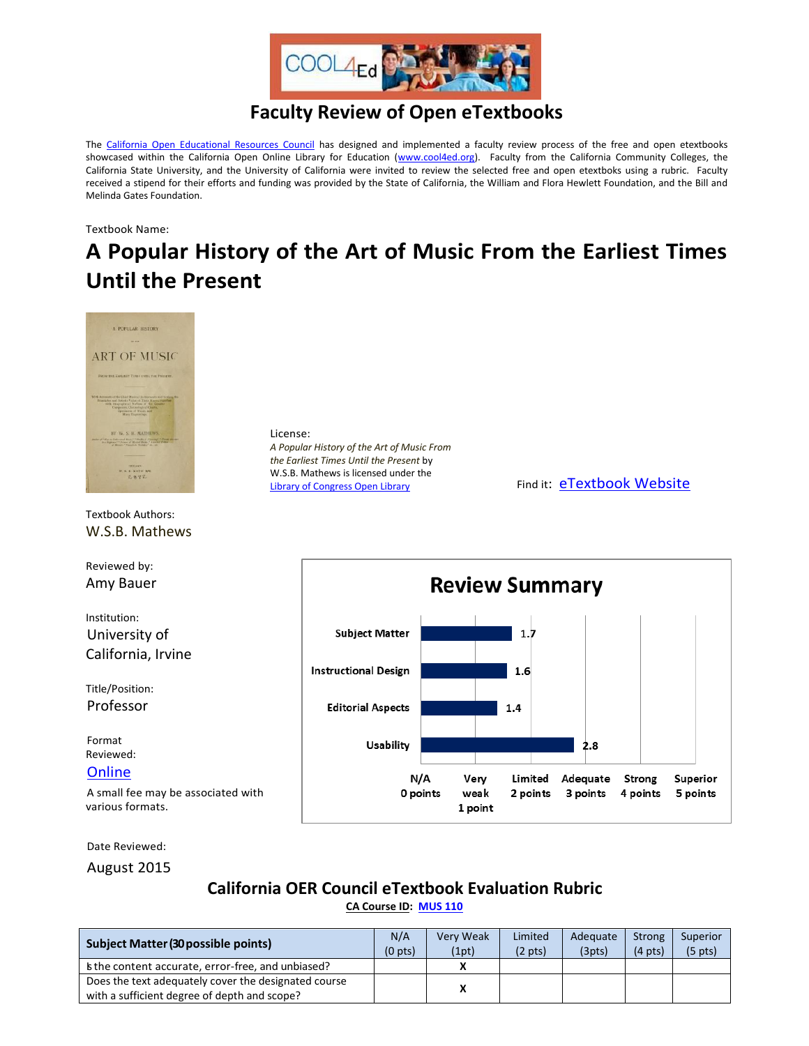# Faculty Review of Open eTextbooks

The [California Open Educational Resources Council](#) has designed and implemented a faculty review process of the free and open etextbooks showcased within the California Open Online Library for Education ([www.cool4ed.org](#)). Faculty from the California Community Colleges, the California State University, and the University of California were invited to review the selected free and open etextboks using a rubric. Faculty received a stipend for their efforts and funding was provided by the State of California, the William and Flora Hewlett Foundation, and the Bill and Melinda Gates Foundation.

Textbook Name:

## A Popular History of the Art of Music From the Earliest Times Until the Present

License:

*A Popular History of the Art of Music From the Earliest Times Until the Present* by W.S.B. Mathews is licensed under the [Library of Congress Open Library](#)

Find it: [eTextbook Website](#)

Textbook Authors:
W.S.B. Mathews

Reviewed by:
Amy Bauer

Institution:
University of California, Irvine

Title/Position:
Professor

Format Reviewed:
[Online](#)

A small fee may be associated with various formats.

Date Reviewed:
August 2015

### Review Summary

| Category | Score |
|---|---|
| Subject Matter | 1.7 |
| Instructional Design | 1.6 |
| Editorial Aspects | 1.4 |
| Usability | 2.8 |

Scale: N/A 0 points; Very weak 1 point; Limited 2 points; Adequate 3 points; Strong 4 points; Superior 5 points

## California OER Council eTextbook Evaluation Rubric

**CA Course ID: [MUS 110](#)**

| Subject Matter (30 possible points) | N/A (0 pts) | Very Weak (1pt) | Limited (2 pts) | Adequate (3pts) | Strong (4 pts) | Superior (5 pts) |
|---|---|---|---|---|---|---|
| Is the content accurate, error-free, and unbiased? | | X | | | | |
| Does the text adequately cover the designated course with a sufficient degree of depth and scope? | | X | | | | |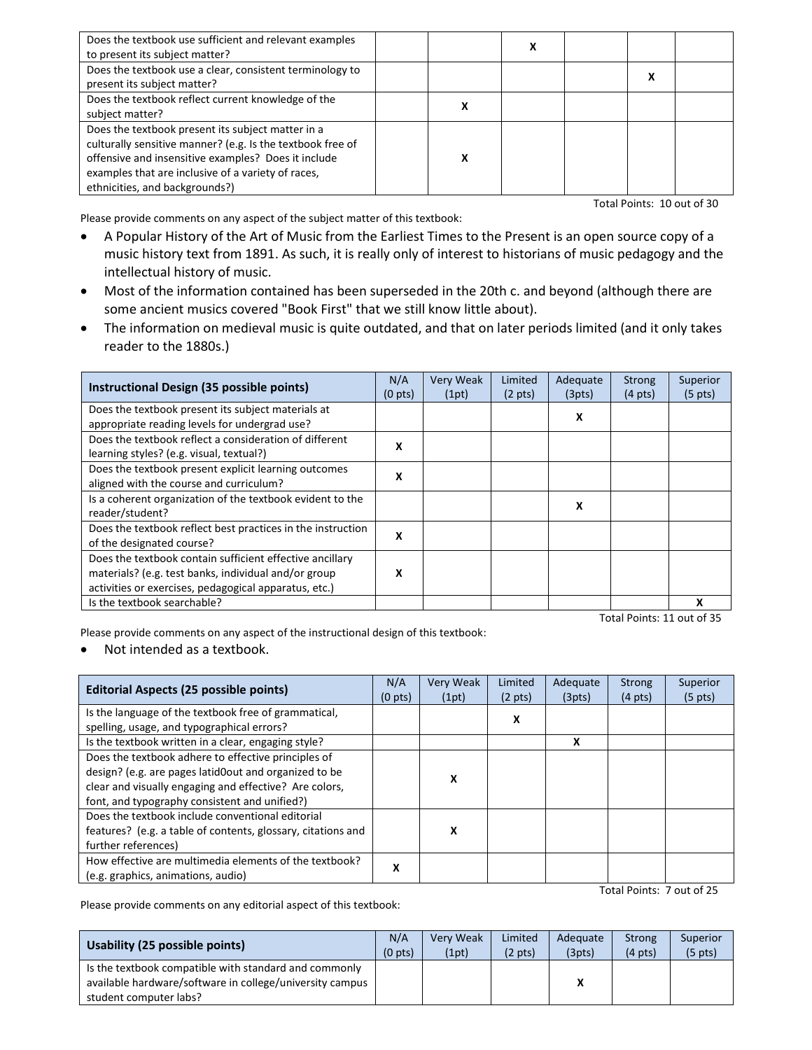| Does the textbook use sufficient and relevant examples to present its subject matter? | | | X | | | |
|---|---|---|---|---|---|---|
| Does the textbook use a clear, consistent terminology to present its subject matter? | | | | | X | |
| Does the textbook reflect current knowledge of the subject matter? | | X | | | | |
| Does the textbook present its subject matter in a culturally sensitive manner? (e.g. Is the textbook free of offensive and insensitive examples? Does it include examples that are inclusive of a variety of races, ethnicities, and backgrounds?) | | X | | | | |

Total Points: 10 out of 30

Please provide comments on any aspect of the subject matter of this textbook:

- A Popular History of the Art of Music from the Earliest Times to the Present is an open source copy of a music history text from 1891. As such, it is really only of interest to historians of music pedagogy and the intellectual history of music.
- Most of the information contained has been superseded in the 20th c. and beyond (although there are some ancient musics covered "Book First" that we still know little about).
- The information on medieval music is quite outdated, and that on later periods limited (and it only takes reader to the 1880s.)

| Instructional Design (35 possible points) | N/A (0 pts) | Very Weak (1pt) | Limited (2 pts) | Adequate (3pts) | Strong (4 pts) | Superior (5 pts) |
|---|---|---|---|---|---|---|
| Does the textbook present its subject materials at appropriate reading levels for undergrad use? | | | | X | | |
| Does the textbook reflect a consideration of different learning styles? (e.g. visual, textual?) | X | | | | | |
| Does the textbook present explicit learning outcomes aligned with the course and curriculum? | X | | | | | |
| Is a coherent organization of the textbook evident to the reader/student? | | | | X | | |
| Does the textbook reflect best practices in the instruction of the designated course? | X | | | | | |
| Does the textbook contain sufficient effective ancillary materials? (e.g. test banks, individual and/or group activities or exercises, pedagogical apparatus, etc.) | X | | | | | |
| Is the textbook searchable? | | | | | | X |

Total Points: 11 out of 35

Please provide comments on any aspect of the instructional design of this textbook:

- Not intended as a textbook.

| Editorial Aspects (25 possible points) | N/A (0 pts) | Very Weak (1pt) | Limited (2 pts) | Adequate (3pts) | Strong (4 pts) | Superior (5 pts) |
|---|---|---|---|---|---|---|
| Is the language of the textbook free of grammatical, spelling, usage, and typographical errors? | | | X | | | |
| Is the textbook written in a clear, engaging style? | | | | X | | |
| Does the textbook adhere to effective principles of design? (e.g. are pages latid0out and organized to be clear and visually engaging and effective? Are colors, font, and typography consistent and unified?) | | X | | | | |
| Does the textbook include conventional editorial features? (e.g. a table of contents, glossary, citations and further references) | | X | | | | |
| How effective are multimedia elements of the textbook? (e.g. graphics, animations, audio) | X | | | | | |

Total Points: 7 out of 25

Please provide comments on any editorial aspect of this textbook:

| Usability (25 possible points) | N/A (0 pts) | Very Weak (1pt) | Limited (2 pts) | Adequate (3pts) | Strong (4 pts) | Superior (5 pts) |
|---|---|---|---|---|---|---|
| Is the textbook compatible with standard and commonly available hardware/software in college/university campus student computer labs? | | | | X | | |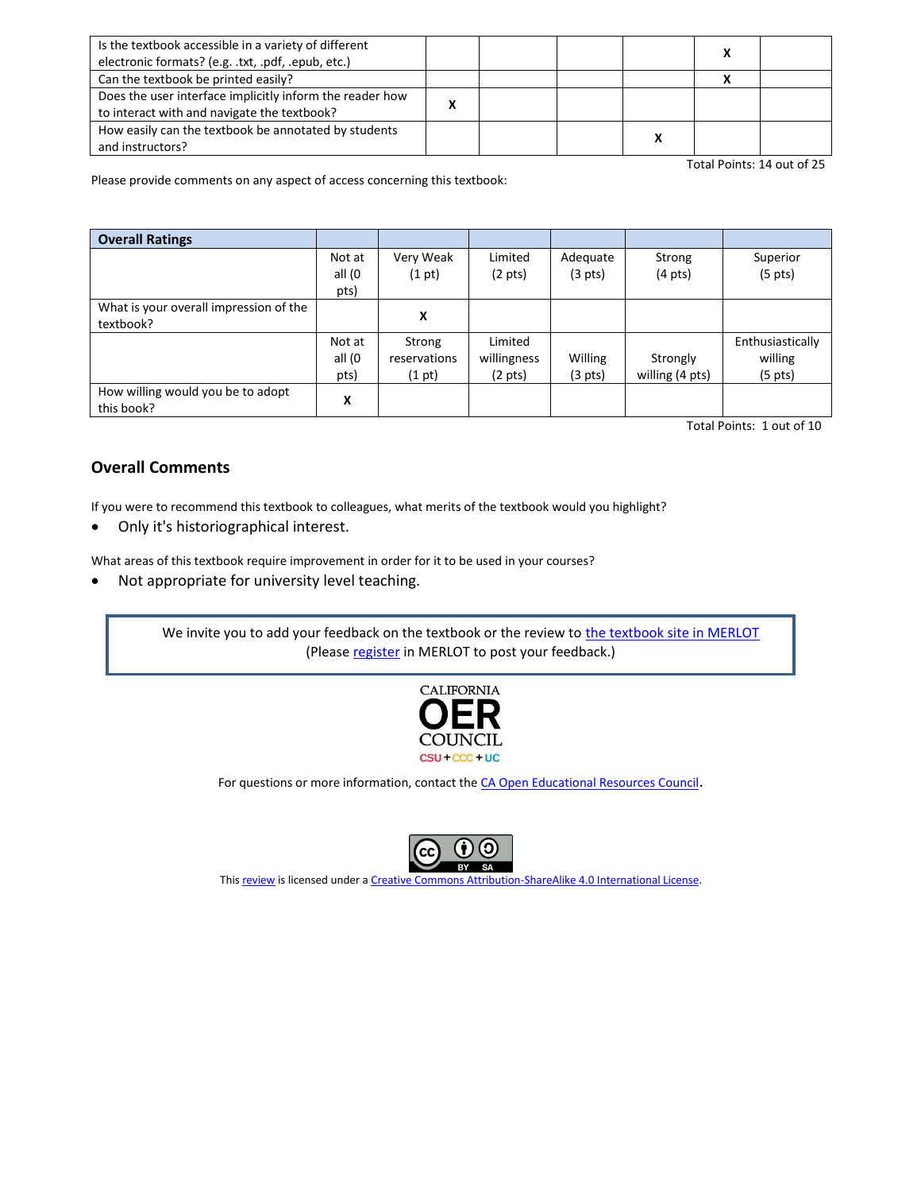| | | | | | | |
|---|---|---|---|---|---|---|
| Is the textbook accessible in a variety of different electronic formats? (e.g. .txt, .pdf, .epub, etc.) | | | | | X | |
| Can the textbook be printed easily? | | | | | X | |
| Does the user interface implicitly inform the reader how to interact with and navigate the textbook? | X | | | | | |
| How easily can the textbook be annotated by students and instructors? | | | | X | | |

Total Points: 14 out of 25

Please provide comments on any aspect of access concerning this textbook:

| **Overall Ratings** | | | | | | |
|---|---|---|---|---|---|---|
| | Not at all (0 pts) | Very Weak (1 pt) | Limited (2 pts) | Adequate (3 pts) | Strong (4 pts) | Superior (5 pts) |
| What is your overall impression of the textbook? | | X | | | | |
| | Not at all (0 pts) | Strong reservations (1 pt) | Limited willingness (2 pts) | Willing (3 pts) | Strongly willing (4 pts) | Enthusiastically willing (5 pts) |
| How willing would you be to adopt this book? | X | | | | | |

Total Points: 1 out of 10

## Overall Comments

If you were to recommend this textbook to colleagues, what merits of the textbook would you highlight?

- Only it's historiographical interest.

What areas of this textbook require improvement in order for it to be used in your courses?

- Not appropriate for university level teaching.

We invite you to add your feedback on the textbook or the review to the textbook site in MERLOT (Please register in MERLOT to post your feedback.)

CALIFORNIA OER COUNCIL CSU + CCC + UC

For questions or more information, contact the CA Open Educational Resources Council.

This review is licensed under a Creative Commons Attribution-ShareAlike 4.0 International License.